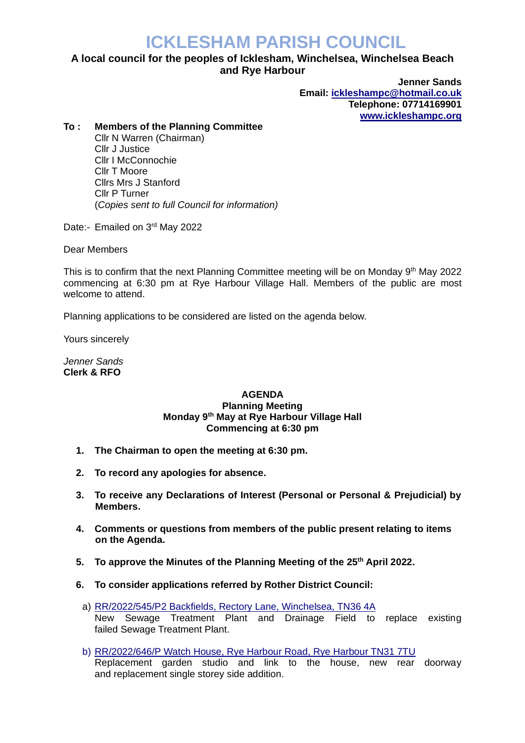# ICKLESHAM PARISH COUNCIL

**A local council for the peoples of Icklesham, Winchelsea, Winchelsea Beach and Rye Harbour**

**Jenner Sands**
**Email: ickleshampc@hotmail.co.uk**
**Telephone: 07714169901**
**www.ickleshampc.org**

**To : Members of the Planning Committee**
Cllr N Warren (Chairman)
Cllr J Justice
Cllr I McConnochie
Cllr T Moore
Cllrs Mrs J Stanford
Cllr P Turner
(*Copies sent to full Council for information)*

Date:- Emailed on 3rd May 2022

Dear Members

This is to confirm that the next Planning Committee meeting will be on Monday 9th May 2022 commencing at 6:30 pm at Rye Harbour Village Hall. Members of the public are most welcome to attend.

Planning applications to be considered are listed on the agenda below.

Yours sincerely

*Jenner Sands*
**Clerk & RFO**

**AGENDA**
**Planning Meeting**
**Monday 9th May at Rye Harbour Village Hall**
**Commencing at 6:30 pm**

1. **The Chairman to open the meeting at 6:30 pm.**
2. **To record any apologies for absence.**
3. **To receive any Declarations of Interest (Personal or Personal & Prejudicial) by Members.**
4. **Comments or questions from members of the public present relating to items on the Agenda.**
5. **To approve the Minutes of the Planning Meeting of the 25th April 2022.**
6. **To consider applications referred by Rother District Council:**

   a) RR/2022/545/P2 Backfields, Rectory Lane, Winchelsea, TN36 4A
   New Sewage Treatment Plant and Drainage Field to replace existing failed Sewage Treatment Plant.

   b) RR/2022/646/P Watch House, Rye Harbour Road, Rye Harbour TN31 7TU
   Replacement garden studio and link to the house, new rear doorway and replacement single storey side addition.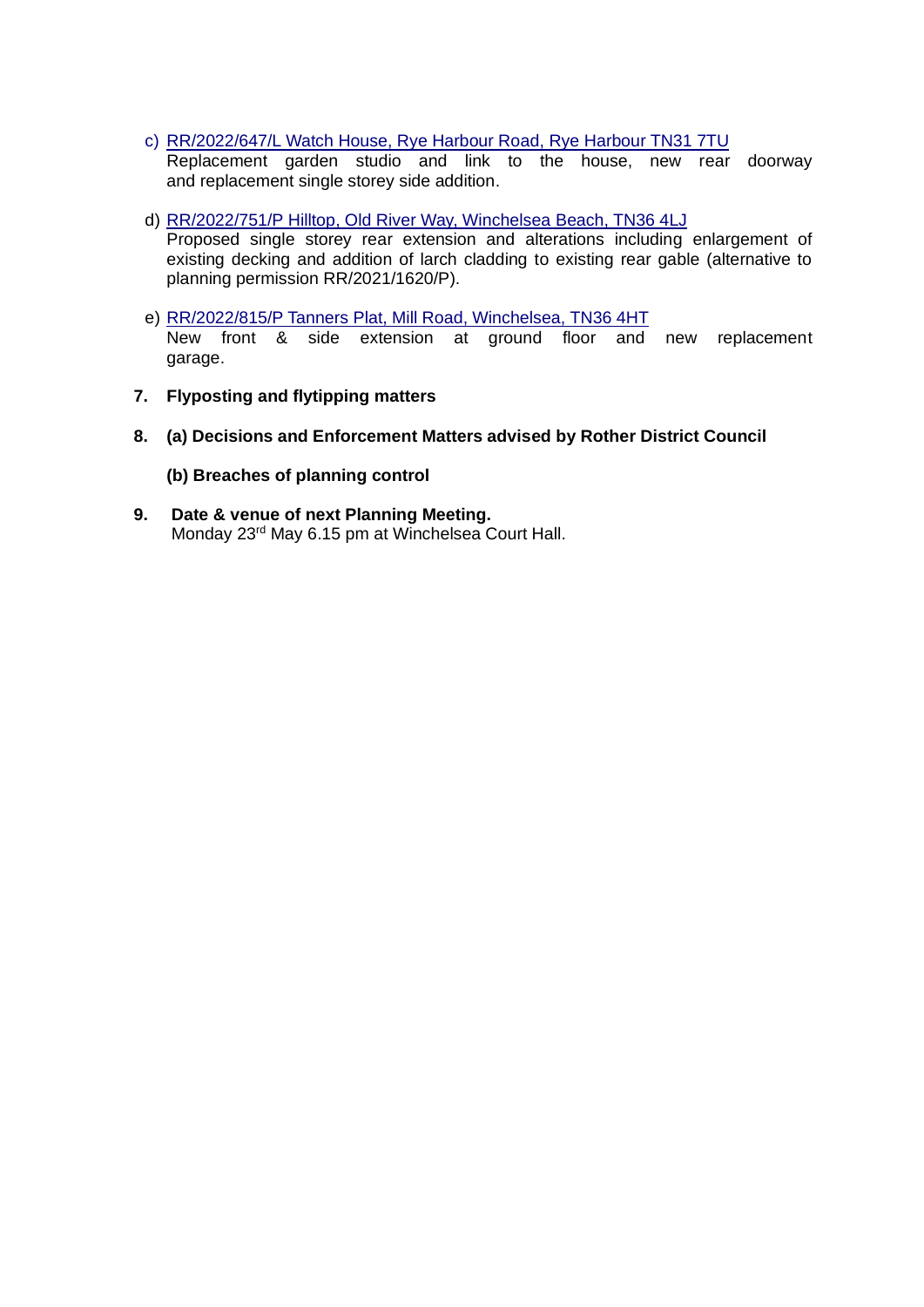c) RR/2022/647/L Watch House, Rye Harbour Road, Rye Harbour TN31 7TU
   Replacement garden studio and link to the house, new rear doorway and replacement single storey side addition.

d) RR/2022/751/P Hilltop, Old River Way, Winchelsea Beach, TN36 4LJ
   Proposed single storey rear extension and alterations including enlargement of existing decking and addition of larch cladding to existing rear gable (alternative to planning permission RR/2021/1620/P).

e) RR/2022/815/P Tanners Plat, Mill Road, Winchelsea, TN36 4HT
   New front & side extension at ground floor and new replacement garage.

7. **Flyposting and flytipping matters**

8. **(a) Decisions and Enforcement Matters advised by Rother District Council**

   **(b) Breaches of planning control**

9. **Date & venue of next Planning Meeting.**
   Monday 23rd May 6.15 pm at Winchelsea Court Hall.